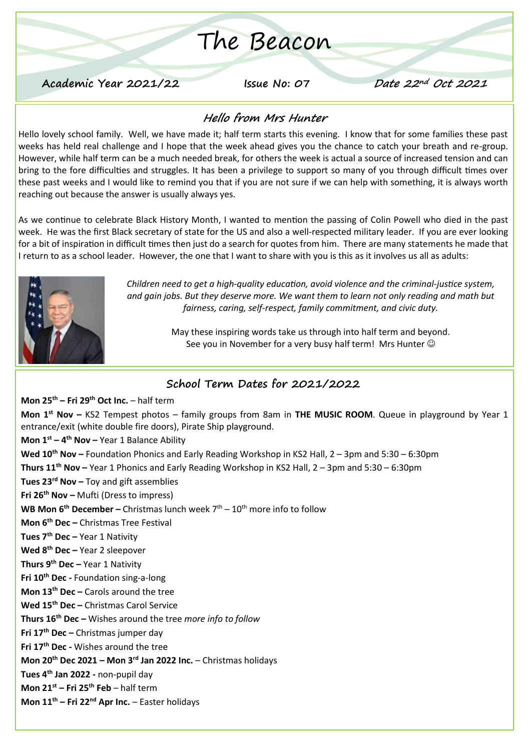# The Beacon

**Academic Year 2021/22** | **Issue No: 07** | ***Date 22nd Oct 2021***

## *Hello from Mrs Hunter*

Hello lovely school family. Well, we have made it; half term starts this evening. I know that for some families these past weeks has held real challenge and I hope that the week ahead gives you the chance to catch your breath and re-group. However, while half term can be a much needed break, for others the week is actual a source of increased tension and can bring to the fore difficulties and struggles. It has been a privilege to support so many of you through difficult times over these past weeks and I would like to remind you that if you are not sure if we can help with something, it is always worth reaching out because the answer is usually always yes.

As we continue to celebrate Black History Month, I wanted to mention the passing of Colin Powell who died in the past week. He was the first Black secretary of state for the US and also a well-respected military leader. If you are ever looking for a bit of inspiration in difficult times then just do a search for quotes from him. There are many statements he made that I return to as a school leader. However, the one that I want to share with you is this as it involves us all as adults:

*Children need to get a high-quality education, avoid violence and the criminal-justice system, and gain jobs. But they deserve more. We want them to learn not only reading and math but fairness, caring, self-respect, family commitment, and civic duty.*

May these inspiring words take us through into half term and beyond.
See you in November for a very busy half term! Mrs Hunter ☺

## School Term Dates for 2021/2022

**Mon 25th – Fri 29th Oct Inc.** – half term

**Mon 1st Nov –** KS2 Tempest photos – family groups from 8am in **THE MUSIC ROOM**. Queue in playground by Year 1 entrance/exit (white double fire doors), Pirate Ship playground.

**Mon 1st – 4th Nov –** Year 1 Balance Ability

**Wed 10th Nov –** Foundation Phonics and Early Reading Workshop in KS2 Hall, 2 – 3pm and 5:30 – 6:30pm

**Thurs 11th Nov –** Year 1 Phonics and Early Reading Workshop in KS2 Hall, 2 – 3pm and 5:30 – 6:30pm

**Tues 23rd Nov –** Toy and gift assemblies

**Fri 26th Nov –** Mufti (Dress to impress)

**WB Mon 6th December –** Christmas lunch week 7th – 10th more info to follow

**Mon 6th Dec –** Christmas Tree Festival

**Tues 7th Dec –** Year 1 Nativity

**Wed 8th Dec –** Year 2 sleepover

**Thurs 9th Dec –** Year 1 Nativity

**Fri 10th Dec -** Foundation sing-a-long

**Mon 13th Dec –** Carols around the tree

**Wed 15th Dec –** Christmas Carol Service

**Thurs 16th Dec –** Wishes around the tree *more info to follow*

**Fri 17th Dec –** Christmas jumper day

**Fri 17th Dec -** Wishes around the tree

**Mon 20th Dec 2021 – Mon 3rd Jan 2022 Inc.** – Christmas holidays

**Tues 4th Jan 2022 -** non-pupil day

**Mon 21st – Fri 25th Feb** – half term

**Mon 11th – Fri 22nd Apr Inc.** – Easter holidays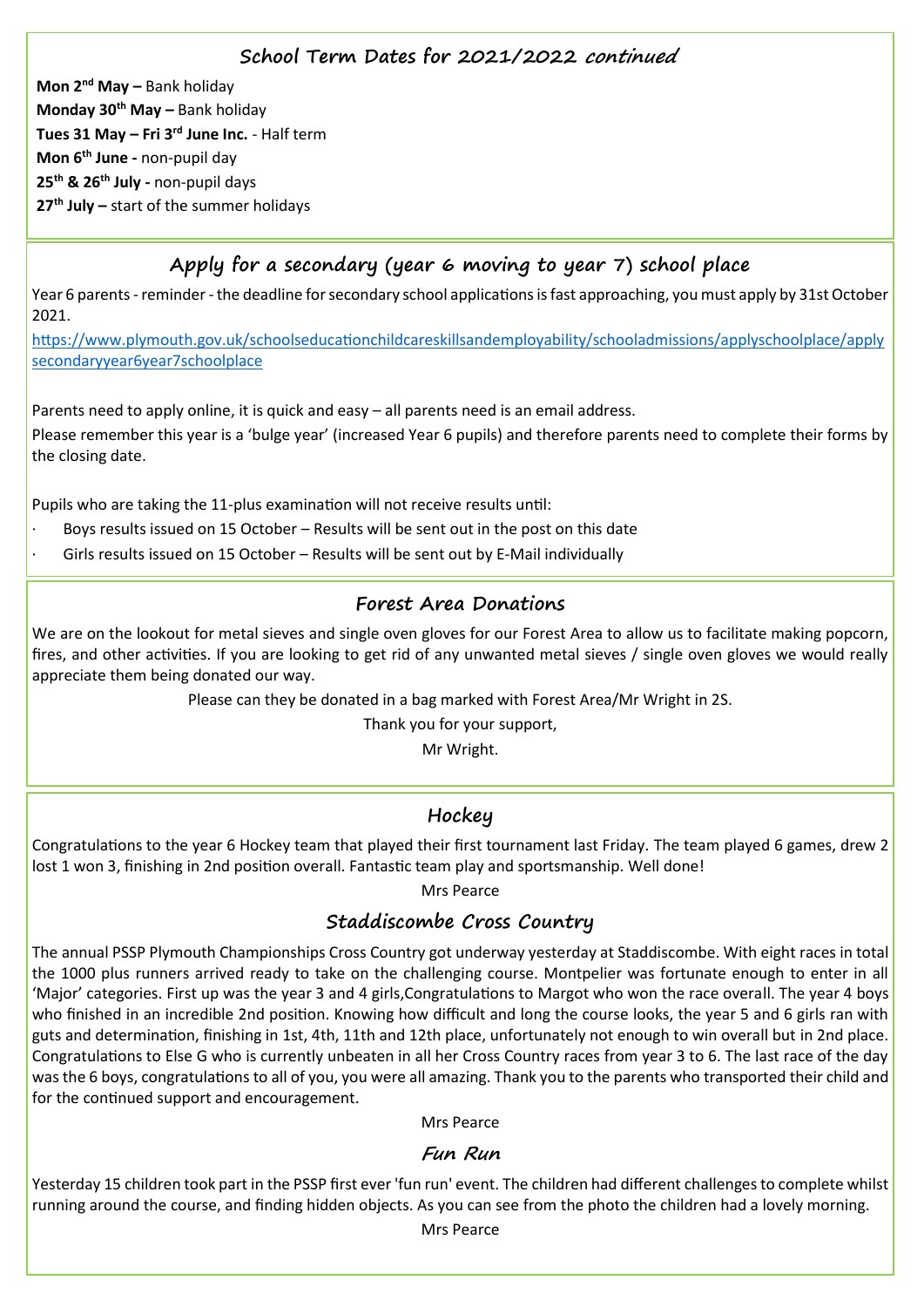## School Term Dates for 2021/2022 continued

**Mon 2nd May –** Bank holiday
**Monday 30th May –** Bank holiday
**Tues 31 May – Fri 3rd June Inc.** - Half term
**Mon 6th June -** non-pupil day
**25th & 26th July -** non-pupil days
**27th July –** start of the summer holidays

## Apply for a secondary (year 6 moving to year 7) school place

Year 6 parents - reminder - the deadline for secondary school applications is fast approaching, you must apply by 31st October 2021.

https://www.plymouth.gov.uk/schoolseducationchildcareskillsandemployability/schooladmissions/applyschoolplace/applysecondaryyear6year7schoolplace

Parents need to apply online, it is quick and easy – all parents need is an email address.

Please remember this year is a 'bulge year' (increased Year 6 pupils) and therefore parents need to complete their forms by the closing date.

Pupils who are taking the 11-plus examination will not receive results until:

- Boys results issued on 15 October – Results will be sent out in the post on this date
- Girls results issued on 15 October – Results will be sent out by E-Mail individually

## Forest Area Donations

We are on the lookout for metal sieves and single oven gloves for our Forest Area to allow us to facilitate making popcorn, fires, and other activities. If you are looking to get rid of any unwanted metal sieves / single oven gloves we would really appreciate them being donated our way.

Please can they be donated in a bag marked with Forest Area/Mr Wright in 2S.

Thank you for your support,

Mr Wright.

## Hockey

Congratulations to the year 6 Hockey team that played their first tournament last Friday. The team played 6 games, drew 2 lost 1 won 3, finishing in 2nd position overall. Fantastic team play and sportsmanship. Well done!

Mrs Pearce

## Staddiscombe Cross Country

The annual PSSP Plymouth Championships Cross Country got underway yesterday at Staddiscombe. With eight races in total the 1000 plus runners arrived ready to take on the challenging course. Montpelier was fortunate enough to enter in all 'Major' categories. First up was the year 3 and 4 girls,Congratulations to Margot who won the race overall. The year 4 boys who finished in an incredible 2nd position. Knowing how difficult and long the course looks, the year 5 and 6 girls ran with guts and determination, finishing in 1st, 4th, 11th and 12th place, unfortunately not enough to win overall but in 2nd place. Congratulations to Else G who is currently unbeaten in all her Cross Country races from year 3 to 6. The last race of the day was the 6 boys, congratulations to all of you, you were all amazing. Thank you to the parents who transported their child and for the continued support and encouragement.

Mrs Pearce

### Fun Run

Yesterday 15 children took part in the PSSP first ever 'fun run' event. The children had different challenges to complete whilst running around the course, and finding hidden objects. As you can see from the photo the children had a lovely morning.

Mrs Pearce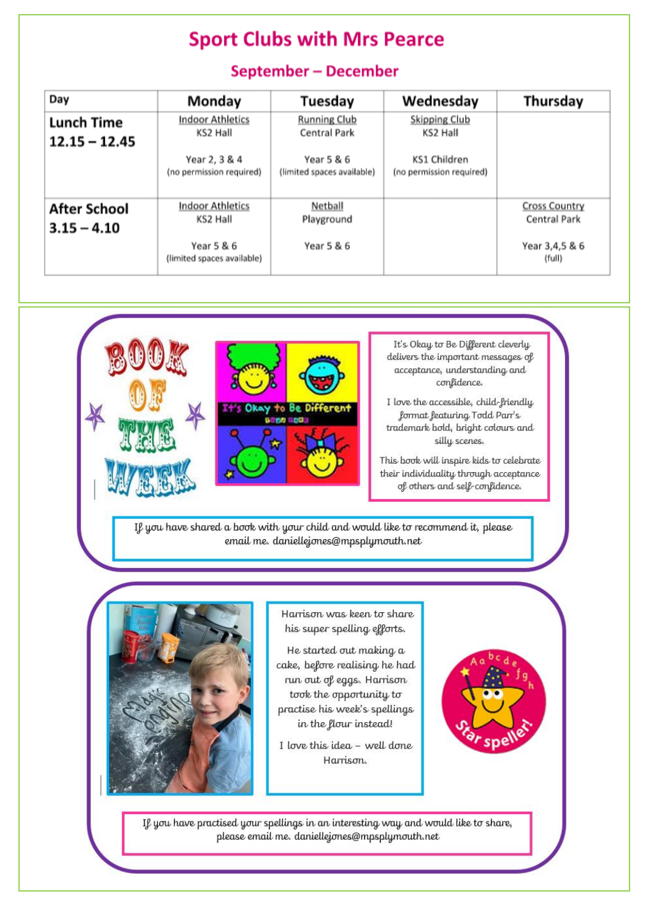# Sport Clubs with Mrs Pearce

## September – December

| Day | Monday | Tuesday | Wednesday | Thursday |
|---|---|---|---|---|
| **Lunch Time 12.15 – 12.45** | Indoor Athletics<br>KS2 Hall<br><br>Year 2, 3 & 4<br>(no permission required) | Running Club<br>Central Park<br><br>Year 5 & 6<br>(limited spaces available) | Skipping Club<br>KS2 Hall<br><br>KS1 Children<br>(no permission required) | |
| **After School 3.15 – 4.10** | Indoor Athletics<br>KS2 Hall<br><br>Year 5 & 6<br>(limited spaces available) | Netball<br>Playground<br><br>Year 5 & 6 | | Cross Country<br>Central Park<br><br>Year 3,4,5 & 6<br>(full) |

## BOOK OF THE WEEK

It's Okay to Be Different

It's Okay to Be Different cleverly delivers the important messages of acceptance, understanding and confidence.

I love the accessible, child-friendly format featuring Todd Parr's trademark bold, bright colours and silly scenes.

This book will inspire kids to celebrate their individuality through acceptance of others and self-confidence.

If you have shared a book with your child and would like to recommend it, please email me. daniellejones@mpsplymouth.net

Harrison was keen to share his super spelling efforts.

He started out making a cake, before realising he had run out of eggs. Harrison took the opportunity to practise his week's spellings in the flour instead!

I love this idea – well done Harrison.

Star speller!

If you have practised your spellings in an interesting way and would like to share, please email me. daniellejones@mpsplymouth.net